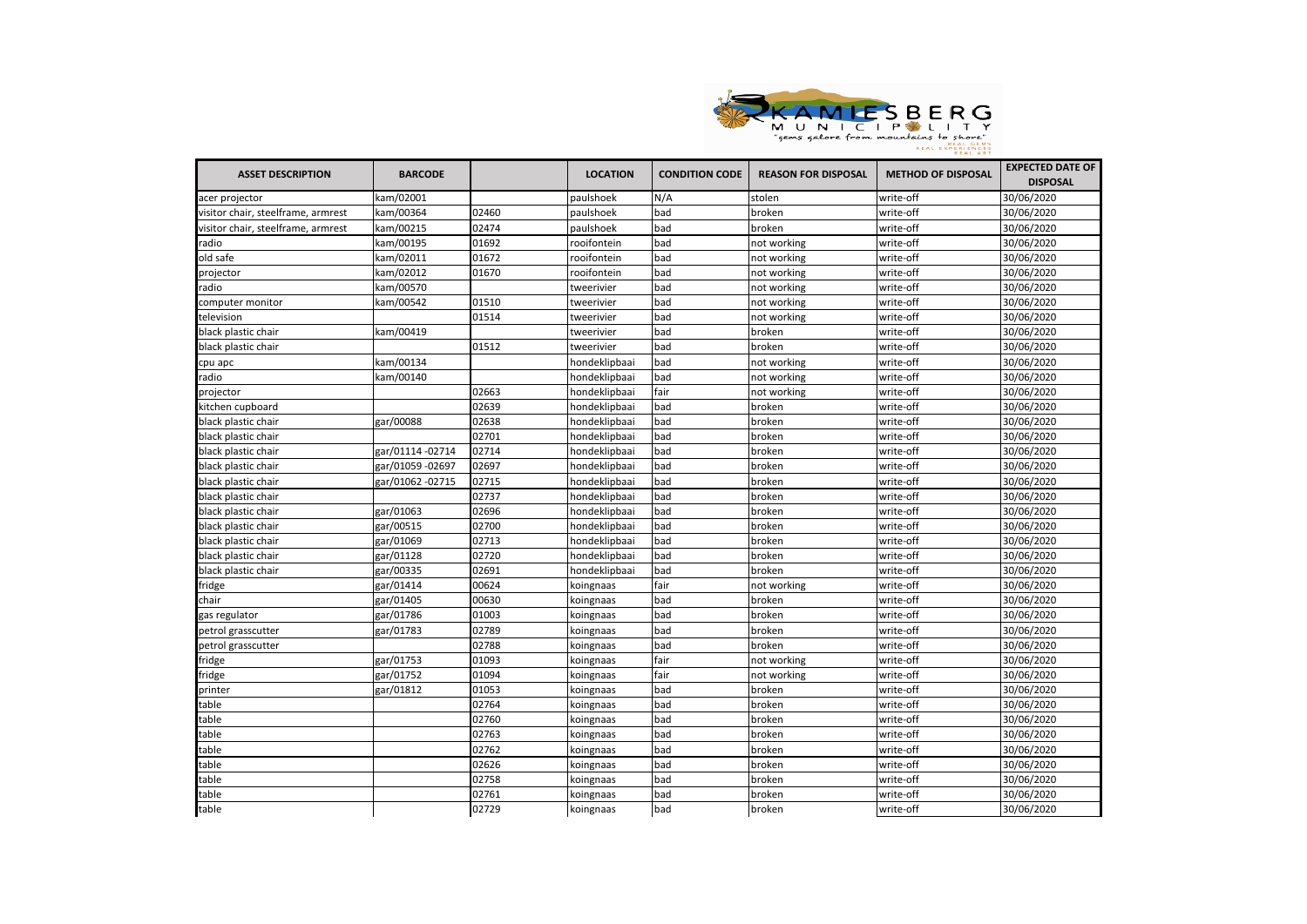| ASSET DESCRIPTION | BARCODE | | LOCATION | CONDITION CODE | REASON FOR DISPOSAL | METHOD OF DISPOSAL | EXPECTED DATE OF DISPOSAL |
|---|---|---|---|---|---|---|---|
| acer projector | kam/02001 | | paulshoek | N/A | stolen | write-off | 30/06/2020 |
| visitor chair, steelframe, armrest | kam/00364 | 02460 | paulshoek | bad | broken | write-off | 30/06/2020 |
| visitor chair, steelframe, armrest | kam/00215 | 02474 | paulshoek | bad | broken | write-off | 30/06/2020 |
| radio | kam/00195 | 01692 | rooifontein | bad | not working | write-off | 30/06/2020 |
| old safe | kam/02011 | 01672 | rooifontein | bad | not working | write-off | 30/06/2020 |
| projector | kam/02012 | 01670 | rooifontein | bad | not working | write-off | 30/06/2020 |
| radio | kam/00570 | | tweerivier | bad | not working | write-off | 30/06/2020 |
| computer monitor | kam/00542 | 01510 | tweerivier | bad | not working | write-off | 30/06/2020 |
| television | | 01514 | tweerivier | bad | not working | write-off | 30/06/2020 |
| black plastic chair | kam/00419 | | tweerivier | bad | broken | write-off | 30/06/2020 |
| black plastic chair | | 01512 | tweerivier | bad | broken | write-off | 30/06/2020 |
| cpu apc | kam/00134 | | hondeklipbaai | bad | not working | write-off | 30/06/2020 |
| radio | kam/00140 | | hondeklipbaai | bad | not working | write-off | 30/06/2020 |
| projector | | 02663 | hondeklipbaai | fair | not working | write-off | 30/06/2020 |
| kitchen cupboard | | 02639 | hondeklipbaai | bad | broken | write-off | 30/06/2020 |
| black plastic chair | gar/00088 | 02638 | hondeklipbaai | bad | broken | write-off | 30/06/2020 |
| black plastic chair | | 02701 | hondeklipbaai | bad | broken | write-off | 30/06/2020 |
| black plastic chair | gar/01114 -02714 | 02714 | hondeklipbaai | bad | broken | write-off | 30/06/2020 |
| black plastic chair | gar/01059 -02697 | 02697 | hondeklipbaai | bad | broken | write-off | 30/06/2020 |
| black plastic chair | gar/01062 -02715 | 02715 | hondeklipbaai | bad | broken | write-off | 30/06/2020 |
| black plastic chair | | 02737 | hondeklipbaai | bad | broken | write-off | 30/06/2020 |
| black plastic chair | gar/01063 | 02696 | hondeklipbaai | bad | broken | write-off | 30/06/2020 |
| black plastic chair | gar/00515 | 02700 | hondeklipbaai | bad | broken | write-off | 30/06/2020 |
| black plastic chair | gar/01069 | 02713 | hondeklipbaai | bad | broken | write-off | 30/06/2020 |
| black plastic chair | gar/01128 | 02720 | hondeklipbaai | bad | broken | write-off | 30/06/2020 |
| black plastic chair | gar/00335 | 02691 | hondeklipbaai | bad | broken | write-off | 30/06/2020 |
| fridge | gar/01414 | 00624 | koingnaas | fair | not working | write-off | 30/06/2020 |
| chair | gar/01405 | 00630 | koingnaas | bad | broken | write-off | 30/06/2020 |
| gas regulator | gar/01786 | 01003 | koingnaas | bad | broken | write-off | 30/06/2020 |
| petrol grasscutter | gar/01783 | 02789 | koingnaas | bad | broken | write-off | 30/06/2020 |
| petrol grasscutter | | 02788 | koingnaas | bad | broken | write-off | 30/06/2020 |
| fridge | gar/01753 | 01093 | koingnaas | fair | not working | write-off | 30/06/2020 |
| fridge | gar/01752 | 01094 | koingnaas | fair | not working | write-off | 30/06/2020 |
| printer | gar/01812 | 01053 | koingnaas | bad | broken | write-off | 30/06/2020 |
| table | | 02764 | koingnaas | bad | broken | write-off | 30/06/2020 |
| table | | 02760 | koingnaas | bad | broken | write-off | 30/06/2020 |
| table | | 02763 | koingnaas | bad | broken | write-off | 30/06/2020 |
| table | | 02762 | koingnaas | bad | broken | write-off | 30/06/2020 |
| table | | 02626 | koingnaas | bad | broken | write-off | 30/06/2020 |
| table | | 02758 | koingnaas | bad | broken | write-off | 30/06/2020 |
| table | | 02761 | koingnaas | bad | broken | write-off | 30/06/2020 |
| table | | 02729 | koingnaas | bad | broken | write-off | 30/06/2020 |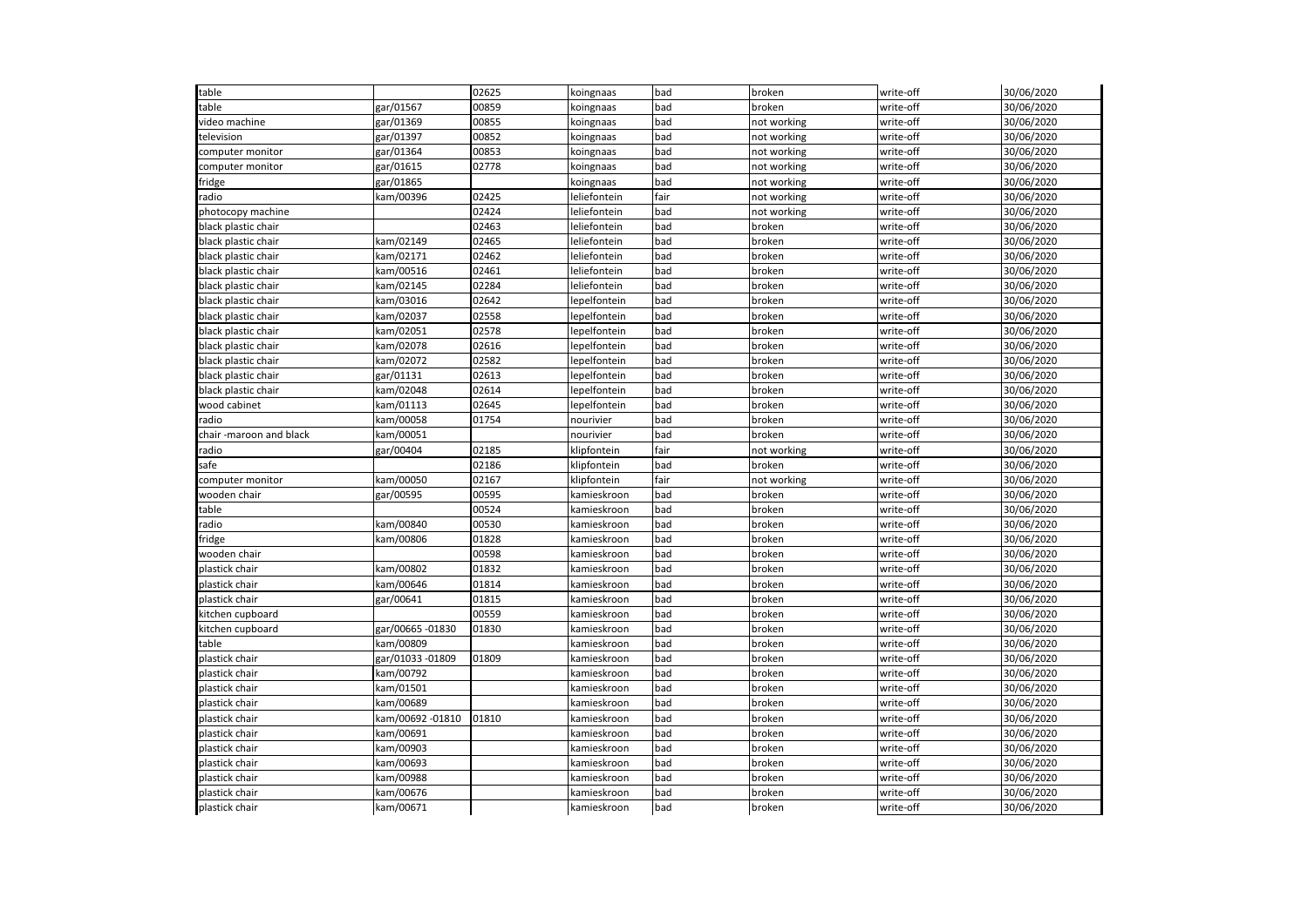| table | | 02625 | koingnaas | bad | broken | write-off | 30/06/2020 |
|---|---|---|---|---|---|---|---|
| table | gar/01567 | 00859 | koingnaas | bad | broken | write-off | 30/06/2020 |
| video machine | gar/01369 | 00855 | koingnaas | bad | not working | write-off | 30/06/2020 |
| television | gar/01397 | 00852 | koingnaas | bad | not working | write-off | 30/06/2020 |
| computer monitor | gar/01364 | 00853 | koingnaas | bad | not working | write-off | 30/06/2020 |
| computer monitor | gar/01615 | 02778 | koingnaas | bad | not working | write-off | 30/06/2020 |
| fridge | gar/01865 | | koingnaas | bad | not working | write-off | 30/06/2020 |
| radio | kam/00396 | 02425 | leliefontein | fair | not working | write-off | 30/06/2020 |
| photocopy machine | | 02424 | leliefontein | bad | not working | write-off | 30/06/2020 |
| black plastic chair | | 02463 | leliefontein | bad | broken | write-off | 30/06/2020 |
| black plastic chair | kam/02149 | 02465 | leliefontein | bad | broken | write-off | 30/06/2020 |
| black plastic chair | kam/02171 | 02462 | leliefontein | bad | broken | write-off | 30/06/2020 |
| black plastic chair | kam/00516 | 02461 | leliefontein | bad | broken | write-off | 30/06/2020 |
| black plastic chair | kam/02145 | 02284 | leliefontein | bad | broken | write-off | 30/06/2020 |
| black plastic chair | kam/03016 | 02642 | lepelfontein | bad | broken | write-off | 30/06/2020 |
| black plastic chair | kam/02037 | 02558 | lepelfontein | bad | broken | write-off | 30/06/2020 |
| black plastic chair | kam/02051 | 02578 | lepelfontein | bad | broken | write-off | 30/06/2020 |
| black plastic chair | kam/02078 | 02616 | lepelfontein | bad | broken | write-off | 30/06/2020 |
| black plastic chair | kam/02072 | 02582 | lepelfontein | bad | broken | write-off | 30/06/2020 |
| black plastic chair | gar/01131 | 02613 | lepelfontein | bad | broken | write-off | 30/06/2020 |
| black plastic chair | kam/02048 | 02614 | lepelfontein | bad | broken | write-off | 30/06/2020 |
| wood cabinet | kam/01113 | 02645 | lepelfontein | bad | broken | write-off | 30/06/2020 |
| radio | kam/00058 | 01754 | nourivier | bad | broken | write-off | 30/06/2020 |
| chair -maroon and black | kam/00051 | | nourivier | bad | broken | write-off | 30/06/2020 |
| radio | gar/00404 | 02185 | klipfontein | fair | not working | write-off | 30/06/2020 |
| safe | | 02186 | klipfontein | bad | broken | write-off | 30/06/2020 |
| computer monitor | kam/00050 | 02167 | klipfontein | fair | not working | write-off | 30/06/2020 |
| wooden chair | gar/00595 | 00595 | kamieskroon | bad | broken | write-off | 30/06/2020 |
| table | | 00524 | kamieskroon | bad | broken | write-off | 30/06/2020 |
| radio | kam/00840 | 00530 | kamieskroon | bad | broken | write-off | 30/06/2020 |
| fridge | kam/00806 | 01828 | kamieskroon | bad | broken | write-off | 30/06/2020 |
| wooden chair | | 00598 | kamieskroon | bad | broken | write-off | 30/06/2020 |
| plastick chair | kam/00802 | 01832 | kamieskroon | bad | broken | write-off | 30/06/2020 |
| plastick chair | kam/00646 | 01814 | kamieskroon | bad | broken | write-off | 30/06/2020 |
| plastick chair | gar/00641 | 01815 | kamieskroon | bad | broken | write-off | 30/06/2020 |
| kitchen cupboard | | 00559 | kamieskroon | bad | broken | write-off | 30/06/2020 |
| kitchen cupboard | gar/00665 -01830 | 01830 | kamieskroon | bad | broken | write-off | 30/06/2020 |
| table | kam/00809 | | kamieskroon | bad | broken | write-off | 30/06/2020 |
| plastick chair | gar/01033 -01809 | 01809 | kamieskroon | bad | broken | write-off | 30/06/2020 |
| plastick chair | kam/00792 | | kamieskroon | bad | broken | write-off | 30/06/2020 |
| plastick chair | kam/01501 | | kamieskroon | bad | broken | write-off | 30/06/2020 |
| plastick chair | kam/00689 | | kamieskroon | bad | broken | write-off | 30/06/2020 |
| plastick chair | kam/00692 -01810 | 01810 | kamieskroon | bad | broken | write-off | 30/06/2020 |
| plastick chair | kam/00691 | | kamieskroon | bad | broken | write-off | 30/06/2020 |
| plastick chair | kam/00903 | | kamieskroon | bad | broken | write-off | 30/06/2020 |
| plastick chair | kam/00693 | | kamieskroon | bad | broken | write-off | 30/06/2020 |
| plastick chair | kam/00988 | | kamieskroon | bad | broken | write-off | 30/06/2020 |
| plastick chair | kam/00676 | | kamieskroon | bad | broken | write-off | 30/06/2020 |
| plastick chair | kam/00671 | | kamieskroon | bad | broken | write-off | 30/06/2020 |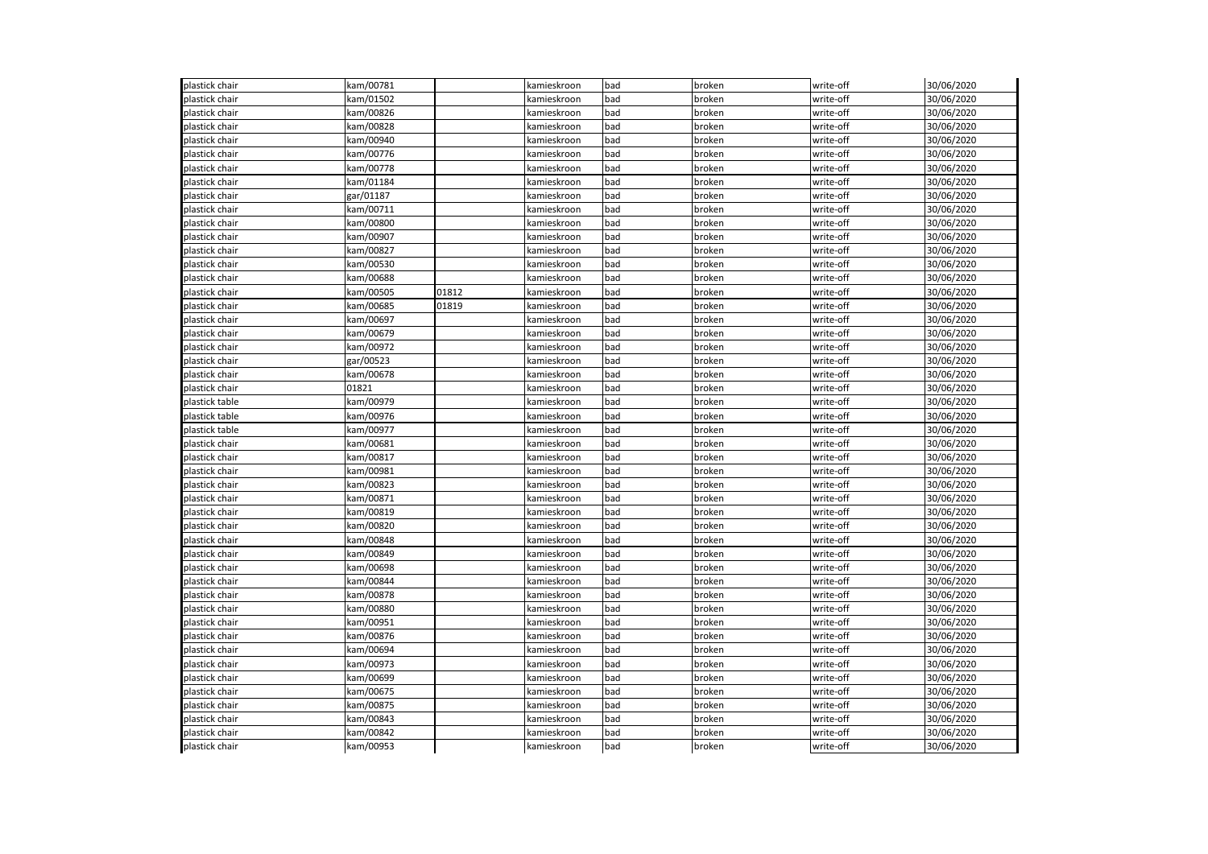| | | | | | | | |
|---|---|---|---|---|---|---|---|
| plastick chair | kam/00781 | | kamieskroon | bad | broken | write-off | 30/06/2020 |
| plastick chair | kam/01502 | | kamieskroon | bad | broken | write-off | 30/06/2020 |
| plastick chair | kam/00826 | | kamieskroon | bad | broken | write-off | 30/06/2020 |
| plastick chair | kam/00828 | | kamieskroon | bad | broken | write-off | 30/06/2020 |
| plastick chair | kam/00940 | | kamieskroon | bad | broken | write-off | 30/06/2020 |
| plastick chair | kam/00776 | | kamieskroon | bad | broken | write-off | 30/06/2020 |
| plastick chair | kam/00778 | | kamieskroon | bad | broken | write-off | 30/06/2020 |
| plastick chair | kam/01184 | | kamieskroon | bad | broken | write-off | 30/06/2020 |
| plastick chair | gar/01187 | | kamieskroon | bad | broken | write-off | 30/06/2020 |
| plastick chair | kam/00711 | | kamieskroon | bad | broken | write-off | 30/06/2020 |
| plastick chair | kam/00800 | | kamieskroon | bad | broken | write-off | 30/06/2020 |
| plastick chair | kam/00907 | | kamieskroon | bad | broken | write-off | 30/06/2020 |
| plastick chair | kam/00827 | | kamieskroon | bad | broken | write-off | 30/06/2020 |
| plastick chair | kam/00530 | | kamieskroon | bad | broken | write-off | 30/06/2020 |
| plastick chair | kam/00688 | | kamieskroon | bad | broken | write-off | 30/06/2020 |
| plastick chair | kam/00505 | 01812 | kamieskroon | bad | broken | write-off | 30/06/2020 |
| plastick chair | kam/00685 | 01819 | kamieskroon | bad | broken | write-off | 30/06/2020 |
| plastick chair | kam/00697 | | kamieskroon | bad | broken | write-off | 30/06/2020 |
| plastick chair | kam/00679 | | kamieskroon | bad | broken | write-off | 30/06/2020 |
| plastick chair | kam/00972 | | kamieskroon | bad | broken | write-off | 30/06/2020 |
| plastick chair | gar/00523 | | kamieskroon | bad | broken | write-off | 30/06/2020 |
| plastick chair | kam/00678 | | kamieskroon | bad | broken | write-off | 30/06/2020 |
| plastick chair | 01821 | | kamieskroon | bad | broken | write-off | 30/06/2020 |
| plastick table | kam/00979 | | kamieskroon | bad | broken | write-off | 30/06/2020 |
| plastick table | kam/00976 | | kamieskroon | bad | broken | write-off | 30/06/2020 |
| plastick table | kam/00977 | | kamieskroon | bad | broken | write-off | 30/06/2020 |
| plastick chair | kam/00681 | | kamieskroon | bad | broken | write-off | 30/06/2020 |
| plastick chair | kam/00817 | | kamieskroon | bad | broken | write-off | 30/06/2020 |
| plastick chair | kam/00981 | | kamieskroon | bad | broken | write-off | 30/06/2020 |
| plastick chair | kam/00823 | | kamieskroon | bad | broken | write-off | 30/06/2020 |
| plastick chair | kam/00871 | | kamieskroon | bad | broken | write-off | 30/06/2020 |
| plastick chair | kam/00819 | | kamieskroon | bad | broken | write-off | 30/06/2020 |
| plastick chair | kam/00820 | | kamieskroon | bad | broken | write-off | 30/06/2020 |
| plastick chair | kam/00848 | | kamieskroon | bad | broken | write-off | 30/06/2020 |
| plastick chair | kam/00849 | | kamieskroon | bad | broken | write-off | 30/06/2020 |
| plastick chair | kam/00698 | | kamieskroon | bad | broken | write-off | 30/06/2020 |
| plastick chair | kam/00844 | | kamieskroon | bad | broken | write-off | 30/06/2020 |
| plastick chair | kam/00878 | | kamieskroon | bad | broken | write-off | 30/06/2020 |
| plastick chair | kam/00880 | | kamieskroon | bad | broken | write-off | 30/06/2020 |
| plastick chair | kam/00951 | | kamieskroon | bad | broken | write-off | 30/06/2020 |
| plastick chair | kam/00876 | | kamieskroon | bad | broken | write-off | 30/06/2020 |
| plastick chair | kam/00694 | | kamieskroon | bad | broken | write-off | 30/06/2020 |
| plastick chair | kam/00973 | | kamieskroon | bad | broken | write-off | 30/06/2020 |
| plastick chair | kam/00699 | | kamieskroon | bad | broken | write-off | 30/06/2020 |
| plastick chair | kam/00675 | | kamieskroon | bad | broken | write-off | 30/06/2020 |
| plastick chair | kam/00875 | | kamieskroon | bad | broken | write-off | 30/06/2020 |
| plastick chair | kam/00843 | | kamieskroon | bad | broken | write-off | 30/06/2020 |
| plastick chair | kam/00842 | | kamieskroon | bad | broken | write-off | 30/06/2020 |
| plastick chair | kam/00953 | | kamieskroon | bad | broken | write-off | 30/06/2020 |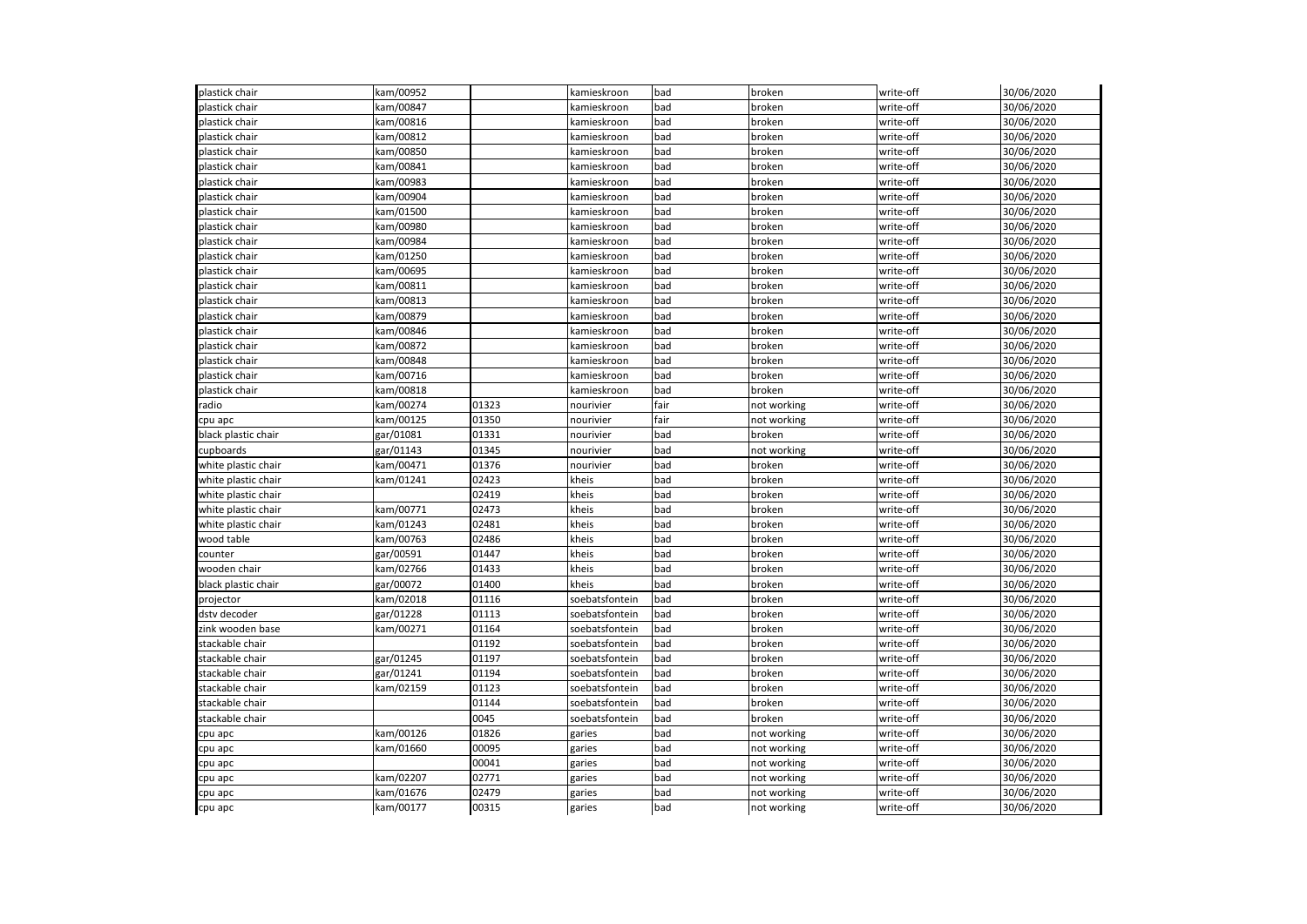| | | | | | | | |
|---|---|---|---|---|---|---|---|
| plastick chair | kam/00952 | | kamieskroon | bad | broken | write-off | 30/06/2020 |
| plastick chair | kam/00847 | | kamieskroon | bad | broken | write-off | 30/06/2020 |
| plastick chair | kam/00816 | | kamieskroon | bad | broken | write-off | 30/06/2020 |
| plastick chair | kam/00812 | | kamieskroon | bad | broken | write-off | 30/06/2020 |
| plastick chair | kam/00850 | | kamieskroon | bad | broken | write-off | 30/06/2020 |
| plastick chair | kam/00841 | | kamieskroon | bad | broken | write-off | 30/06/2020 |
| plastick chair | kam/00983 | | kamieskroon | bad | broken | write-off | 30/06/2020 |
| plastick chair | kam/00904 | | kamieskroon | bad | broken | write-off | 30/06/2020 |
| plastick chair | kam/01500 | | kamieskroon | bad | broken | write-off | 30/06/2020 |
| plastick chair | kam/00980 | | kamieskroon | bad | broken | write-off | 30/06/2020 |
| plastick chair | kam/00984 | | kamieskroon | bad | broken | write-off | 30/06/2020 |
| plastick chair | kam/01250 | | kamieskroon | bad | broken | write-off | 30/06/2020 |
| plastick chair | kam/00695 | | kamieskroon | bad | broken | write-off | 30/06/2020 |
| plastick chair | kam/00811 | | kamieskroon | bad | broken | write-off | 30/06/2020 |
| plastick chair | kam/00813 | | kamieskroon | bad | broken | write-off | 30/06/2020 |
| plastick chair | kam/00879 | | kamieskroon | bad | broken | write-off | 30/06/2020 |
| plastick chair | kam/00846 | | kamieskroon | bad | broken | write-off | 30/06/2020 |
| plastick chair | kam/00872 | | kamieskroon | bad | broken | write-off | 30/06/2020 |
| plastick chair | kam/00848 | | kamieskroon | bad | broken | write-off | 30/06/2020 |
| plastick chair | kam/00716 | | kamieskroon | bad | broken | write-off | 30/06/2020 |
| plastick chair | kam/00818 | | kamieskroon | bad | broken | write-off | 30/06/2020 |
| radio | kam/00274 | 01323 | nourivier | fair | not working | write-off | 30/06/2020 |
| cpu apc | kam/00125 | 01350 | nourivier | fair | not working | write-off | 30/06/2020 |
| black plastic chair | gar/01081 | 01331 | nourivier | bad | broken | write-off | 30/06/2020 |
| cupboards | gar/01143 | 01345 | nourivier | bad | not working | write-off | 30/06/2020 |
| white plastic chair | kam/00471 | 01376 | nourivier | bad | broken | write-off | 30/06/2020 |
| white plastic chair | kam/01241 | 02423 | kheis | bad | broken | write-off | 30/06/2020 |
| white plastic chair | | 02419 | kheis | bad | broken | write-off | 30/06/2020 |
| white plastic chair | kam/00771 | 02473 | kheis | bad | broken | write-off | 30/06/2020 |
| white plastic chair | kam/01243 | 02481 | kheis | bad | broken | write-off | 30/06/2020 |
| wood table | kam/00763 | 02486 | kheis | bad | broken | write-off | 30/06/2020 |
| counter | gar/00591 | 01447 | kheis | bad | broken | write-off | 30/06/2020 |
| wooden chair | kam/02766 | 01433 | kheis | bad | broken | write-off | 30/06/2020 |
| black plastic chair | gar/00072 | 01400 | kheis | bad | broken | write-off | 30/06/2020 |
| projector | kam/02018 | 01116 | soebatsfontein | bad | broken | write-off | 30/06/2020 |
| dstv decoder | gar/01228 | 01113 | soebatsfontein | bad | broken | write-off | 30/06/2020 |
| zink wooden base | kam/00271 | 01164 | soebatsfontein | bad | broken | write-off | 30/06/2020 |
| stackable chair | | 01192 | soebatsfontein | bad | broken | write-off | 30/06/2020 |
| stackable chair | gar/01245 | 01197 | soebatsfontein | bad | broken | write-off | 30/06/2020 |
| stackable chair | gar/01241 | 01194 | soebatsfontein | bad | broken | write-off | 30/06/2020 |
| stackable chair | kam/02159 | 01123 | soebatsfontein | bad | broken | write-off | 30/06/2020 |
| stackable chair | | 01144 | soebatsfontein | bad | broken | write-off | 30/06/2020 |
| stackable chair | | 0045 | soebatsfontein | bad | broken | write-off | 30/06/2020 |
| cpu apc | kam/00126 | 01826 | garies | bad | not working | write-off | 30/06/2020 |
| cpu apc | kam/01660 | 00095 | garies | bad | not working | write-off | 30/06/2020 |
| cpu apc | | 00041 | garies | bad | not working | write-off | 30/06/2020 |
| cpu apc | kam/02207 | 02771 | garies | bad | not working | write-off | 30/06/2020 |
| cpu apc | kam/01676 | 02479 | garies | bad | not working | write-off | 30/06/2020 |
| cpu apc | kam/00177 | 00315 | garies | bad | not working | write-off | 30/06/2020 |